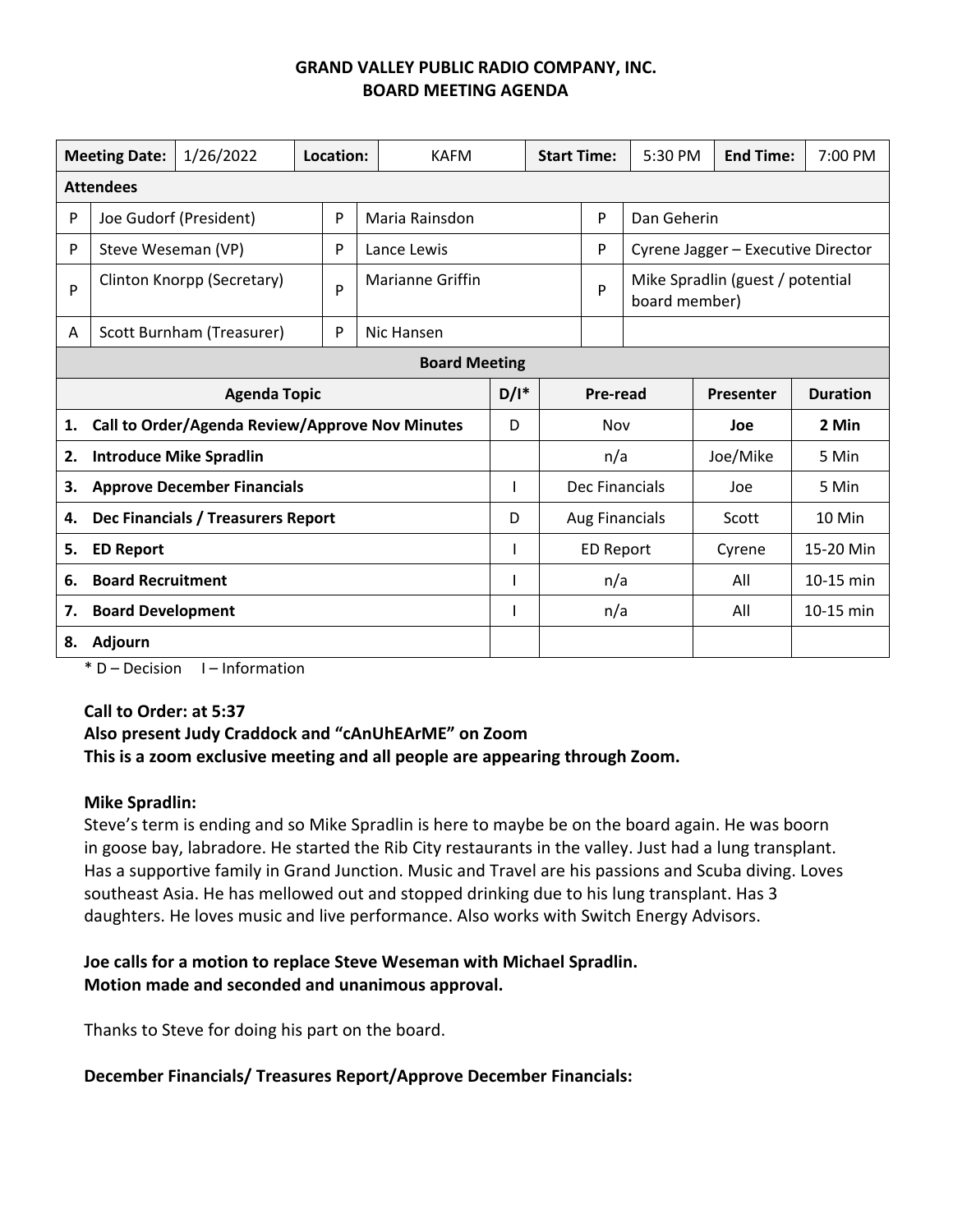# GRAND VALLEY PUBLIC RADIO COMPANY, INC.
## BOARD MEETING AGENDA

| Meeting Date: | 1/26/2022 | Location: | KAFM | Start Time: | 5:30 PM | End Time: | 7:00 PM |
|---|---|---|---|---|---|---|---|

**Attendees**

| | | | | | |
|---|---|---|---|---|---|
| P | Joe Gudorf (President) | P | Maria Rainsdon | P | Dan Geherin |
| P | Steve Weseman (VP) | P | Lance Lewis | P | Cyrene Jagger – Executive Director |
| P | Clinton Knorpp (Secretary) | P | Marianne Griffin | P | Mike Spradlin (guest / potential board member) |
| A | Scott Burnham (Treasurer) | P | Nic Hansen | | |

**Board Meeting**

| Agenda Topic | D/I* | Pre-read | Presenter | Duration |
|---|---|---|---|---|
| 1. **Call to Order/Agenda Review/Approve Nov Minutes** | D | Nov | **Joe** | **2 Min** |
| 2. **Introduce Mike Spradlin** | | n/a | Joe/Mike | 5 Min |
| 3. **Approve December Financials** | I | Dec Financials | Joe | 5 Min |
| 4. **Dec Financials / Treasurers Report** | D | Aug Financials | Scott | 10 Min |
| 5. **ED Report** | I | ED Report | Cyrene | 15-20 Min |
| 6. **Board Recruitment** | I | n/a | All | 10-15 min |
| 7. **Board Development** | I | n/a | All | 10-15 min |
| 8. **Adjourn** | | | | |

\* D – Decision   I – Information

**Call to Order: at 5:37**
**Also present Judy Craddock and "cAnUhEArME" on Zoom**
**This is a zoom exclusive meeting and all people are appearing through Zoom.**

**Mike Spradlin:**
Steve's term is ending and so Mike Spradlin is here to maybe be on the board again. He was boorn in goose bay, labradore. He started the Rib City restaurants in the valley. Just had a lung transplant. Has a supportive family in Grand Junction. Music and Travel are his passions and Scuba diving. Loves southeast Asia. He has mellowed out and stopped drinking due to his lung transplant. Has 3 daughters. He loves music and live performance. Also works with Switch Energy Advisors.

**Joe calls for a motion to replace Steve Weseman with Michael Spradlin.**
**Motion made and seconded and unanimous approval.**

Thanks to Steve for doing his part on the board.

**December Financials/ Treasures Report/Approve December Financials:**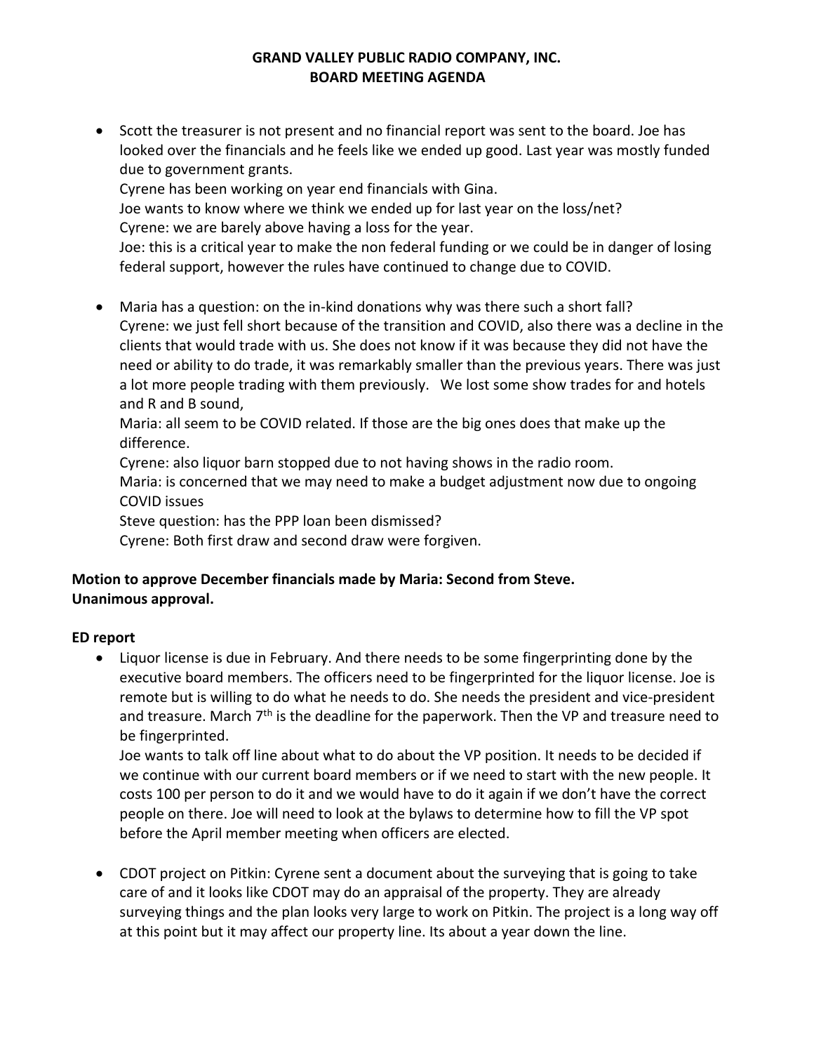**GRAND VALLEY PUBLIC RADIO COMPANY, INC.**
**BOARD MEETING AGENDA**

- Scott the treasurer is not present and no financial report was sent to the board. Joe has looked over the financials and he feels like we ended up good. Last year was mostly funded due to government grants.
  Cyrene has been working on year end financials with Gina.
  Joe wants to know where we think we ended up for last year on the loss/net?
  Cyrene: we are barely above having a loss for the year.
  Joe: this is a critical year to make the non federal funding or we could be in danger of losing federal support, however the rules have continued to change due to COVID.

- Maria has a question: on the in-kind donations why was there such a short fall?
  Cyrene: we just fell short because of the transition and COVID, also there was a decline in the clients that would trade with us. She does not know if it was because they did not have the need or ability to do trade, it was remarkably smaller than the previous years. There was just a lot more people trading with them previously. We lost some show trades for and hotels and R and B sound,
  Maria: all seem to be COVID related. If those are the big ones does that make up the difference.
  Cyrene: also liquor barn stopped due to not having shows in the radio room.
  Maria: is concerned that we may need to make a budget adjustment now due to ongoing COVID issues
  Steve question: has the PPP loan been dismissed?
  Cyrene: Both first draw and second draw were forgiven.

**Motion to approve December financials made by Maria: Second from Steve.**
**Unanimous approval.**

**ED report**

- Liquor license is due in February. And there needs to be some fingerprinting done by the executive board members. The officers need to be fingerprinted for the liquor license. Joe is remote but is willing to do what he needs to do. She needs the president and vice-president and treasure. March 7th is the deadline for the paperwork. Then the VP and treasure need to be fingerprinted.
  Joe wants to talk off line about what to do about the VP position. It needs to be decided if we continue with our current board members or if we need to start with the new people. It costs 100 per person to do it and we would have to do it again if we don't have the correct people on there. Joe will need to look at the bylaws to determine how to fill the VP spot before the April member meeting when officers are elected.

- CDOT project on Pitkin: Cyrene sent a document about the surveying that is going to take care of and it looks like CDOT may do an appraisal of the property. They are already surveying things and the plan looks very large to work on Pitkin. The project is a long way off at this point but it may affect our property line. Its about a year down the line.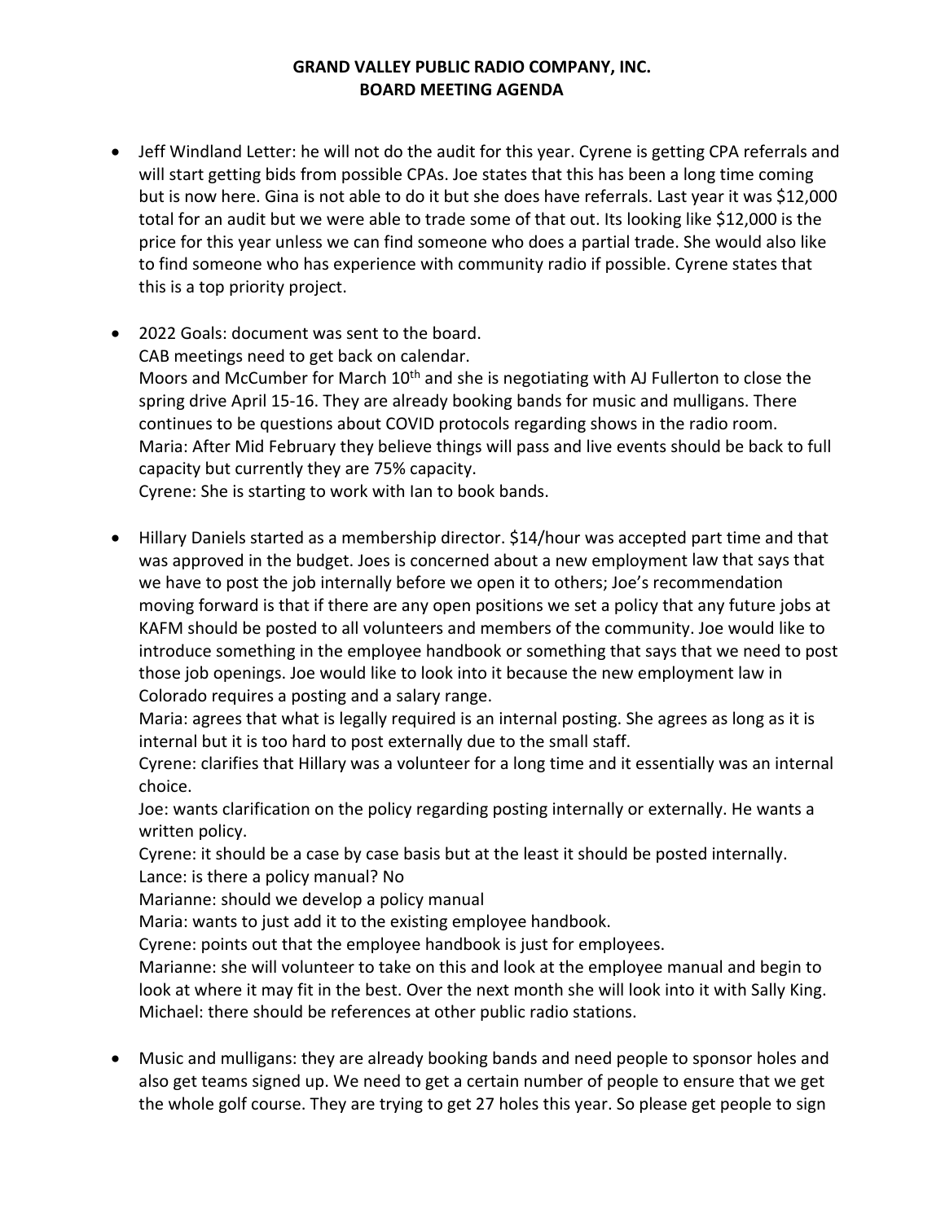# GRAND VALLEY PUBLIC RADIO COMPANY, INC.
# BOARD MEETING AGENDA

- Jeff Windland Letter: he will not do the audit for this year. Cyrene is getting CPA referrals and will start getting bids from possible CPAs. Joe states that this has been a long time coming but is now here. Gina is not able to do it but she does have referrals. Last year it was $12,000 total for an audit but we were able to trade some of that out. Its looking like $12,000 is the price for this year unless we can find someone who does a partial trade. She would also like to find someone who has experience with community radio if possible. Cyrene states that this is a top priority project.

- 2022 Goals: document was sent to the board.
  CAB meetings need to get back on calendar.
  Moors and McCumber for March 10th and she is negotiating with AJ Fullerton to close the spring drive April 15-16. They are already booking bands for music and mulligans. There continues to be questions about COVID protocols regarding shows in the radio room.
  Maria: After Mid February they believe things will pass and live events should be back to full capacity but currently they are 75% capacity.
  Cyrene: She is starting to work with Ian to book bands.

- Hillary Daniels started as a membership director. $14/hour was accepted part time and that was approved in the budget. Joes is concerned about a new employment law that says that we have to post the job internally before we open it to others; Joe's recommendation moving forward is that if there are any open positions we set a policy that any future jobs at KAFM should be posted to all volunteers and members of the community. Joe would like to introduce something in the employee handbook or something that says that we need to post those job openings. Joe would like to look into it because the new employment law in Colorado requires a posting and a salary range.
  Maria: agrees that what is legally required is an internal posting. She agrees as long as it is internal but it is too hard to post externally due to the small staff.
  Cyrene: clarifies that Hillary was a volunteer for a long time and it essentially was an internal choice.
  Joe: wants clarification on the policy regarding posting internally or externally. He wants a written policy.
  Cyrene: it should be a case by case basis but at the least it should be posted internally.
  Lance: is there a policy manual? No
  Marianne: should we develop a policy manual
  Maria: wants to just add it to the existing employee handbook.
  Cyrene: points out that the employee handbook is just for employees.
  Marianne: she will volunteer to take on this and look at the employee manual and begin to look at where it may fit in the best. Over the next month she will look into it with Sally King.
  Michael: there should be references at other public radio stations.

- Music and mulligans: they are already booking bands and need people to sponsor holes and also get teams signed up. We need to get a certain number of people to ensure that we get the whole golf course. They are trying to get 27 holes this year. So please get people to sign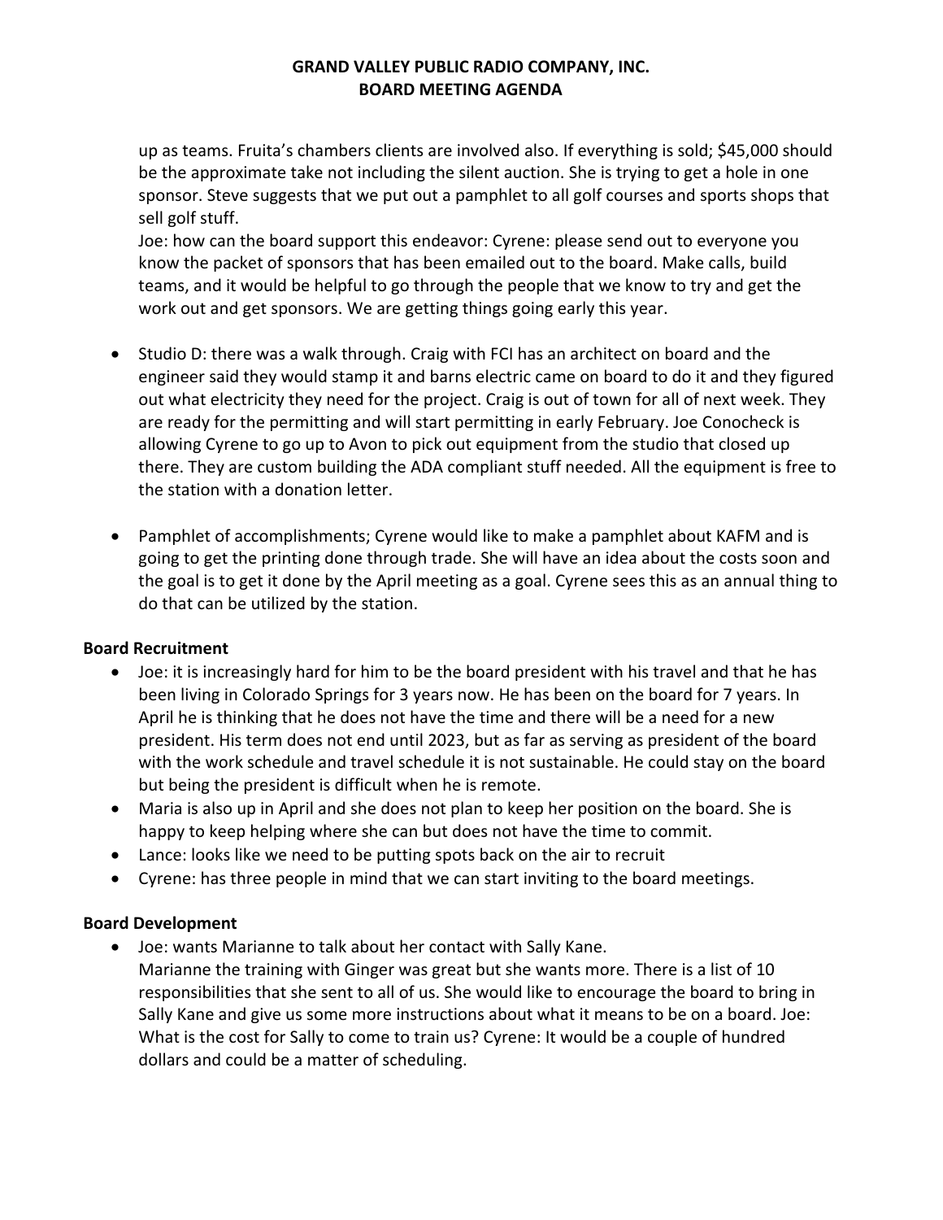up as teams. Fruita's chambers clients are involved also. If everything is sold; $45,000 should be the approximate take not including the silent auction. She is trying to get a hole in one sponsor. Steve suggests that we put out a pamphlet to all golf courses and sports shops that sell golf stuff.
Joe: how can the board support this endeavor: Cyrene: please send out to everyone you know the packet of sponsors that has been emailed out to the board. Make calls, build teams, and it would be helpful to go through the people that we know to try and get the work out and get sponsors. We are getting things going early this year.

- Studio D: there was a walk through. Craig with FCI has an architect on board and the engineer said they would stamp it and barns electric came on board to do it and they figured out what electricity they need for the project. Craig is out of town for all of next week. They are ready for the permitting and will start permitting in early February. Joe Conocheck is allowing Cyrene to go up to Avon to pick out equipment from the studio that closed up there. They are custom building the ADA compliant stuff needed. All the equipment is free to the station with a donation letter.

- Pamphlet of accomplishments; Cyrene would like to make a pamphlet about KAFM and is going to get the printing done through trade. She will have an idea about the costs soon and the goal is to get it done by the April meeting as a goal. Cyrene sees this as an annual thing to do that can be utilized by the station.

**Board Recruitment**

- Joe: it is increasingly hard for him to be the board president with his travel and that he has been living in Colorado Springs for 3 years now. He has been on the board for 7 years. In April he is thinking that he does not have the time and there will be a need for a new president. His term does not end until 2023, but as far as serving as president of the board with the work schedule and travel schedule it is not sustainable. He could stay on the board but being the president is difficult when he is remote.
- Maria is also up in April and she does not plan to keep her position on the board. She is happy to keep helping where she can but does not have the time to commit.
- Lance: looks like we need to be putting spots back on the air to recruit
- Cyrene: has three people in mind that we can start inviting to the board meetings.

**Board Development**

- Joe: wants Marianne to talk about her contact with Sally Kane.
  Marianne the training with Ginger was great but she wants more. There is a list of 10 responsibilities that she sent to all of us. She would like to encourage the board to bring in Sally Kane and give us some more instructions about what it means to be on a board. Joe: What is the cost for Sally to come to train us? Cyrene: It would be a couple of hundred dollars and could be a matter of scheduling.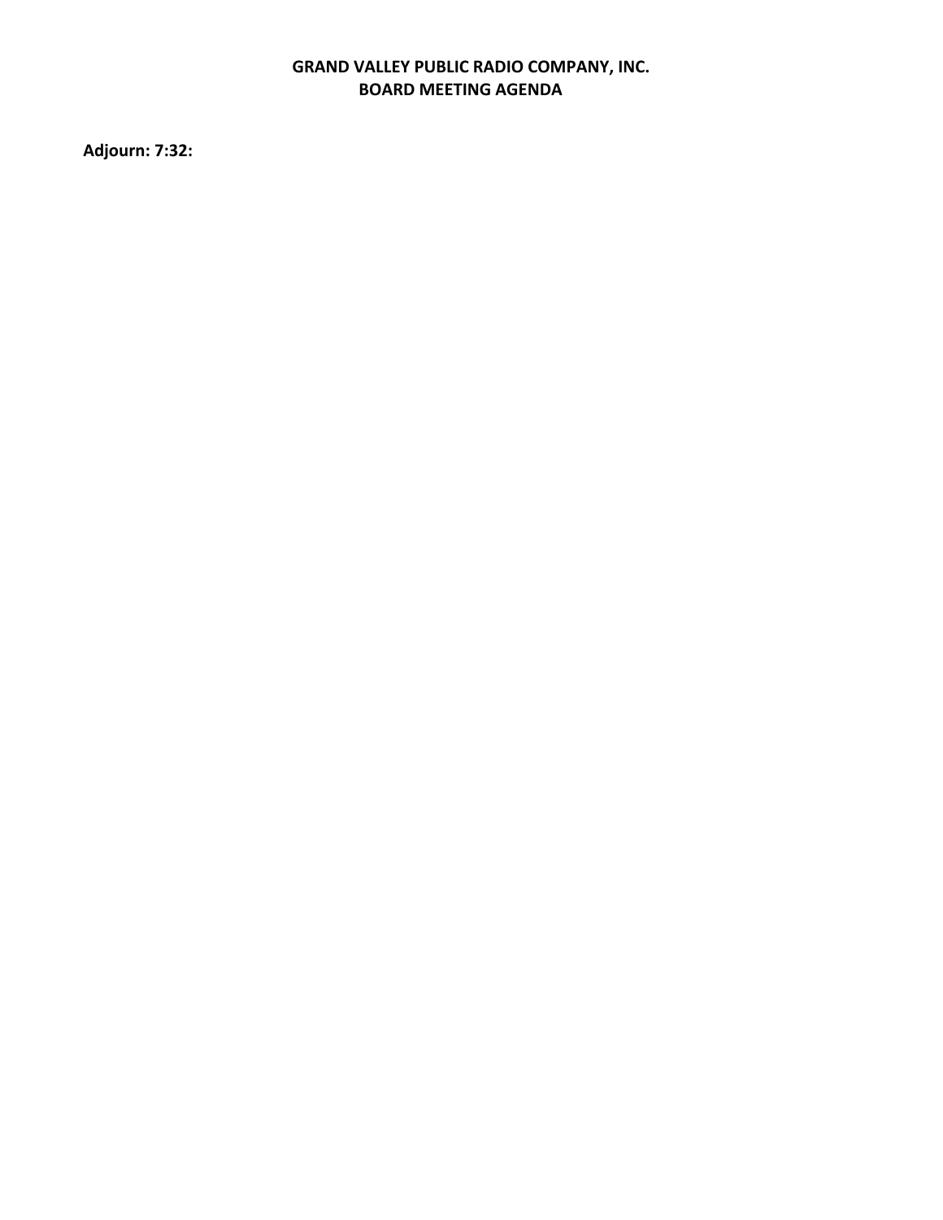**Adjourn: 7:32:**